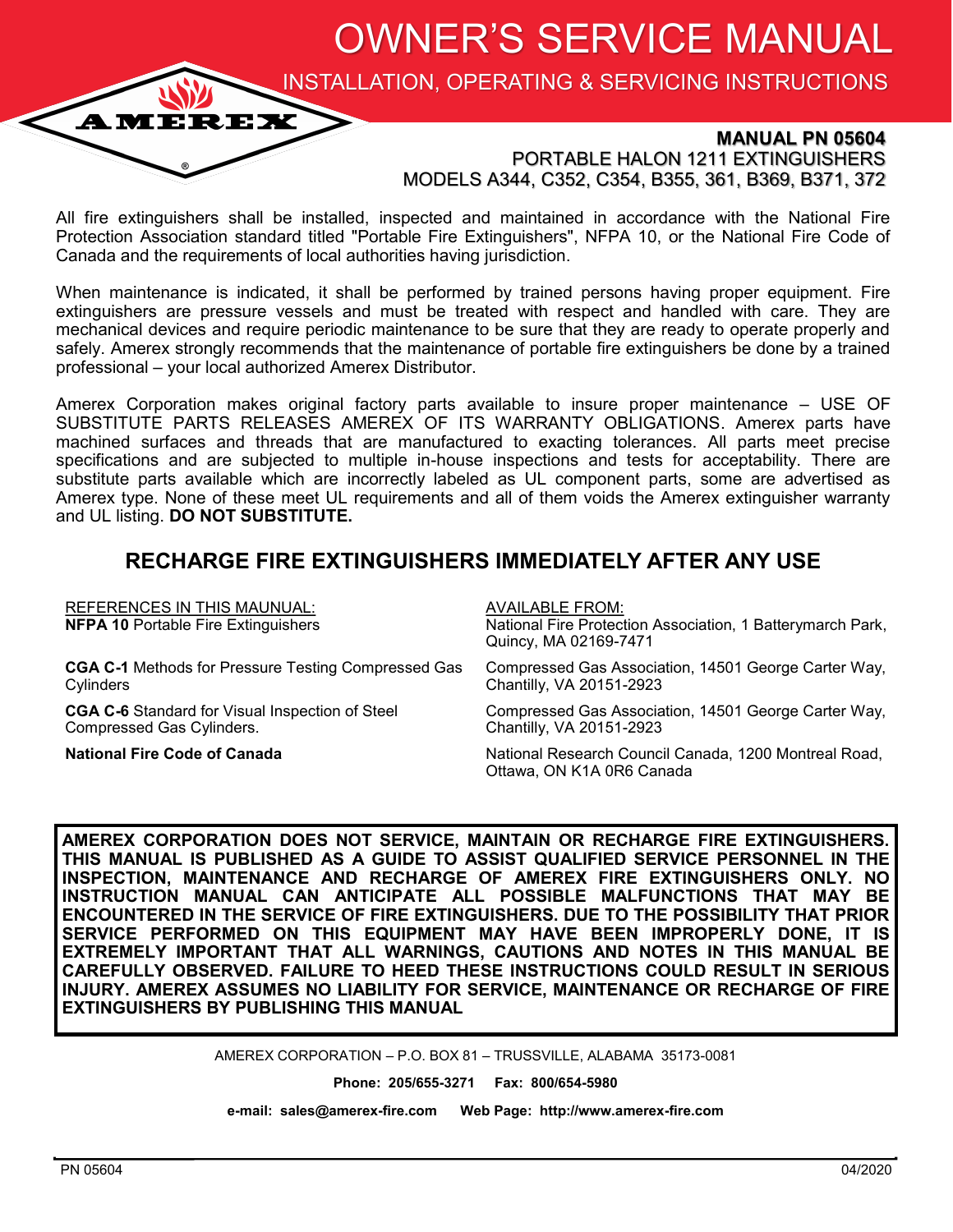# OWNER'S SERVICE MANUAL

## INSTALLATION, OPERATING & SERVICING INSTRUCTIONS

AMEREX®

**MANUAL PN 05604**

PORTABLE HALON 1211 EXTINGUISHERS

MODELS A344, C352, C354, B355, 361, B369, B371, 372

All fire extinguishers shall be installed, inspected and maintained in accordance with the National Fire Protection Association standard titled "Portable Fire Extinguishers", NFPA 10, or the National Fire Code of Canada and the requirements of local authorities having jurisdiction.

When maintenance is indicated, it shall be performed by trained persons having proper equipment. Fire extinguishers are pressure vessels and must be treated with respect and handled with care. They are mechanical devices and require periodic maintenance to be sure that they are ready to operate properly and safely. Amerex strongly recommends that the maintenance of portable fire extinguishers be done by a trained professional – your local authorized Amerex Distributor.

Amerex Corporation makes original factory parts available to insure proper maintenance – USE OF SUBSTITUTE PARTS RELEASES AMEREX OF ITS WARRANTY OBLIGATIONS. Amerex parts have machined surfaces and threads that are manufactured to exacting tolerances. All parts meet precise specifications and are subjected to multiple in-house inspections and tests for acceptability. There are substitute parts available which are incorrectly labeled as UL component parts, some are advertised as Amerex type. None of these meet UL requirements and all of them voids the Amerex extinguisher warranty and UL listing. **DO NOT SUBSTITUTE.**

## RECHARGE FIRE EXTINGUISHERS IMMEDIATELY AFTER ANY USE

| REFERENCES IN THIS MAUNUAL: | AVAILABLE FROM: |
|---|---|
| **NFPA 10** Portable Fire Extinguishers | National Fire Protection Association, 1 Batterymarch Park, Quincy, MA 02169-7471 |
| **CGA C-1** Methods for Pressure Testing Compressed Gas Cylinders | Compressed Gas Association, 14501 George Carter Way, Chantilly, VA 20151-2923 |
| **CGA C-6** Standard for Visual Inspection of Steel Compressed Gas Cylinders. | Compressed Gas Association, 14501 George Carter Way, Chantilly, VA 20151-2923 |
| **National Fire Code of Canada** | National Research Council Canada, 1200 Montreal Road, Ottawa, ON K1A 0R6 Canada |

**AMEREX CORPORATION DOES NOT SERVICE, MAINTAIN OR RECHARGE FIRE EXTINGUISHERS. THIS MANUAL IS PUBLISHED AS A GUIDE TO ASSIST QUALIFIED SERVICE PERSONNEL IN THE INSPECTION, MAINTENANCE AND RECHARGE OF AMEREX FIRE EXTINGUISHERS ONLY. NO INSTRUCTION MANUAL CAN ANTICIPATE ALL POSSIBLE MALFUNCTIONS THAT MAY BE ENCOUNTERED IN THE SERVICE OF FIRE EXTINGUISHERS. DUE TO THE POSSIBILITY THAT PRIOR SERVICE PERFORMED ON THIS EQUIPMENT MAY HAVE BEEN IMPROPERLY DONE, IT IS EXTREMELY IMPORTANT THAT ALL WARNINGS, CAUTIONS AND NOTES IN THIS MANUAL BE CAREFULLY OBSERVED. FAILURE TO HEED THESE INSTRUCTIONS COULD RESULT IN SERIOUS INJURY. AMEREX ASSUMES NO LIABILITY FOR SERVICE, MAINTENANCE OR RECHARGE OF FIRE EXTINGUISHERS BY PUBLISHING THIS MANUAL**

AMEREX CORPORATION – P.O. BOX 81 – TRUSSVILLE, ALABAMA 35173-0081

**Phone: 205/655-3271 Fax: 800/654-5980**

**e-mail: sales@amerex-fire.com Web Page: http://www.amerex-fire.com**

PN 05604 04/2020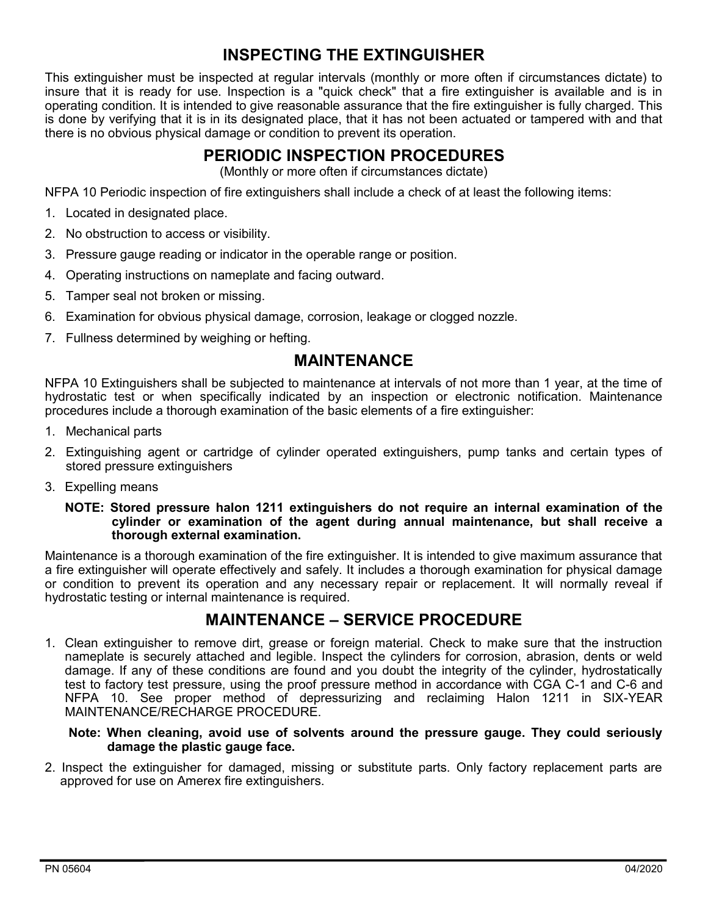## INSPECTING THE EXTINGUISHER

This extinguisher must be inspected at regular intervals (monthly or more often if circumstances dictate) to insure that it is ready for use. Inspection is a "quick check" that a fire extinguisher is available and is in operating condition. It is intended to give reasonable assurance that the fire extinguisher is fully charged. This is done by verifying that it is in its designated place, that it has not been actuated or tampered with and that there is no obvious physical damage or condition to prevent its operation.

## PERIODIC INSPECTION PROCEDURES

(Monthly or more often if circumstances dictate)

NFPA 10 Periodic inspection of fire extinguishers shall include a check of at least the following items:

1. Located in designated place.
2. No obstruction to access or visibility.
3. Pressure gauge reading or indicator in the operable range or position.
4. Operating instructions on nameplate and facing outward.
5. Tamper seal not broken or missing.
6. Examination for obvious physical damage, corrosion, leakage or clogged nozzle.
7. Fullness determined by weighing or hefting.

## MAINTENANCE

NFPA 10 Extinguishers shall be subjected to maintenance at intervals of not more than 1 year, at the time of hydrostatic test or when specifically indicated by an inspection or electronic notification. Maintenance procedures include a thorough examination of the basic elements of a fire extinguisher:

1. Mechanical parts
2. Extinguishing agent or cartridge of cylinder operated extinguishers, pump tanks and certain types of stored pressure extinguishers
3. Expelling means

**NOTE: Stored pressure halon 1211 extinguishers do not require an internal examination of the cylinder or examination of the agent during annual maintenance, but shall receive a thorough external examination.**

Maintenance is a thorough examination of the fire extinguisher. It is intended to give maximum assurance that a fire extinguisher will operate effectively and safely. It includes a thorough examination for physical damage or condition to prevent its operation and any necessary repair or replacement. It will normally reveal if hydrostatic testing or internal maintenance is required.

## MAINTENANCE – SERVICE PROCEDURE

1. Clean extinguisher to remove dirt, grease or foreign material. Check to make sure that the instruction nameplate is securely attached and legible. Inspect the cylinders for corrosion, abrasion, dents or weld damage. If any of these conditions are found and you doubt the integrity of the cylinder, hydrostatically test to factory test pressure, using the proof pressure method in accordance with CGA C-1 and C-6 and NFPA 10. See proper method of depressurizing and reclaiming Halon 1211 in SIX-YEAR MAINTENANCE/RECHARGE PROCEDURE.

   **Note: When cleaning, avoid use of solvents around the pressure gauge. They could seriously damage the plastic gauge face.**

2. Inspect the extinguisher for damaged, missing or substitute parts. Only factory replacement parts are approved for use on Amerex fire extinguishers.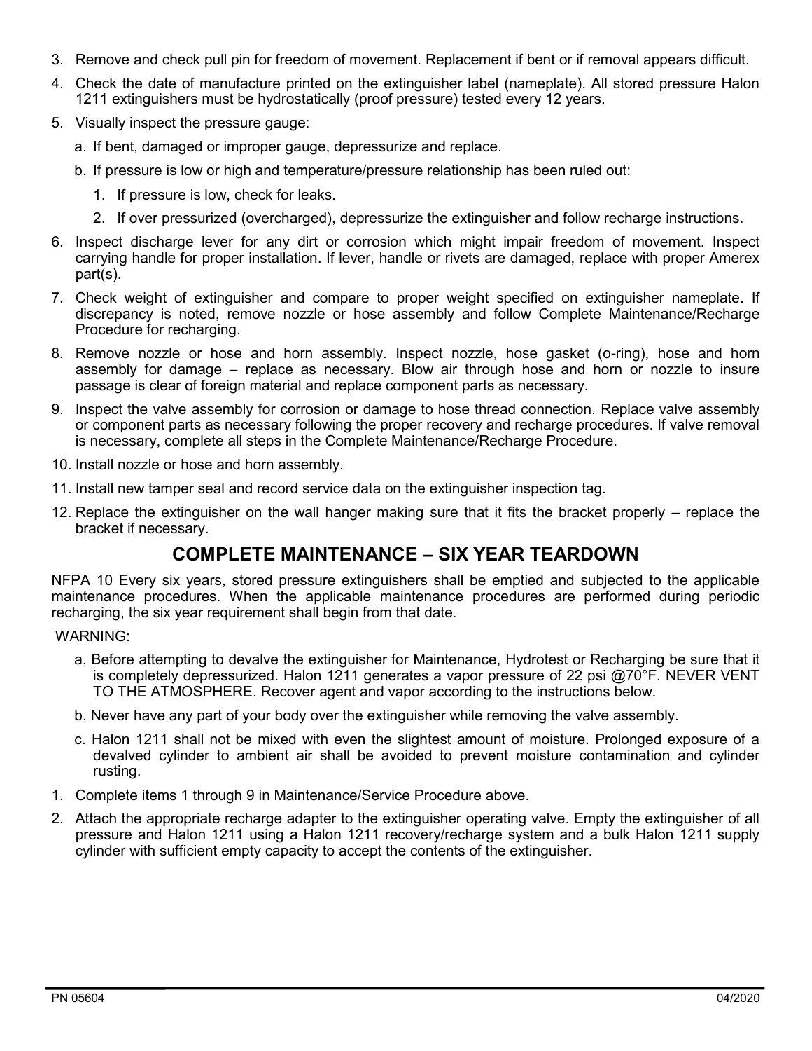3. Remove and check pull pin for freedom of movement. Replacement if bent or if removal appears difficult.
4. Check the date of manufacture printed on the extinguisher label (nameplate). All stored pressure Halon 1211 extinguishers must be hydrostatically (proof pressure) tested every 12 years.
5. Visually inspect the pressure gauge:
   a. If bent, damaged or improper gauge, depressurize and replace.
   b. If pressure is low or high and temperature/pressure relationship has been ruled out:
      1. If pressure is low, check for leaks.
      2. If over pressurized (overcharged), depressurize the extinguisher and follow recharge instructions.
6. Inspect discharge lever for any dirt or corrosion which might impair freedom of movement. Inspect carrying handle for proper installation. If lever, handle or rivets are damaged, replace with proper Amerex part(s).
7. Check weight of extinguisher and compare to proper weight specified on extinguisher nameplate. If discrepancy is noted, remove nozzle or hose assembly and follow Complete Maintenance/Recharge Procedure for recharging.
8. Remove nozzle or hose and horn assembly. Inspect nozzle, hose gasket (o-ring), hose and horn assembly for damage – replace as necessary. Blow air through hose and horn or nozzle to insure passage is clear of foreign material and replace component parts as necessary.
9. Inspect the valve assembly for corrosion or damage to hose thread connection. Replace valve assembly or component parts as necessary following the proper recovery and recharge procedures. If valve removal is necessary, complete all steps in the Complete Maintenance/Recharge Procedure.
10. Install nozzle or hose and horn assembly.
11. Install new tamper seal and record service data on the extinguisher inspection tag.
12. Replace the extinguisher on the wall hanger making sure that it fits the bracket properly – replace the bracket if necessary.

## COMPLETE MAINTENANCE – SIX YEAR TEARDOWN

NFPA 10 Every six years, stored pressure extinguishers shall be emptied and subjected to the applicable maintenance procedures. When the applicable maintenance procedures are performed during periodic recharging, the six year requirement shall begin from that date.

WARNING:

a. Before attempting to devalve the extinguisher for Maintenance, Hydrotest or Recharging be sure that it is completely depressurized. Halon 1211 generates a vapor pressure of 22 psi @70°F. NEVER VENT TO THE ATMOSPHERE. Recover agent and vapor according to the instructions below.

b. Never have any part of your body over the extinguisher while removing the valve assembly.

c. Halon 1211 shall not be mixed with even the slightest amount of moisture. Prolonged exposure of a devalved cylinder to ambient air shall be avoided to prevent moisture contamination and cylinder rusting.

1. Complete items 1 through 9 in Maintenance/Service Procedure above.
2. Attach the appropriate recharge adapter to the extinguisher operating valve. Empty the extinguisher of all pressure and Halon 1211 using a Halon 1211 recovery/recharge system and a bulk Halon 1211 supply cylinder with sufficient empty capacity to accept the contents of the extinguisher.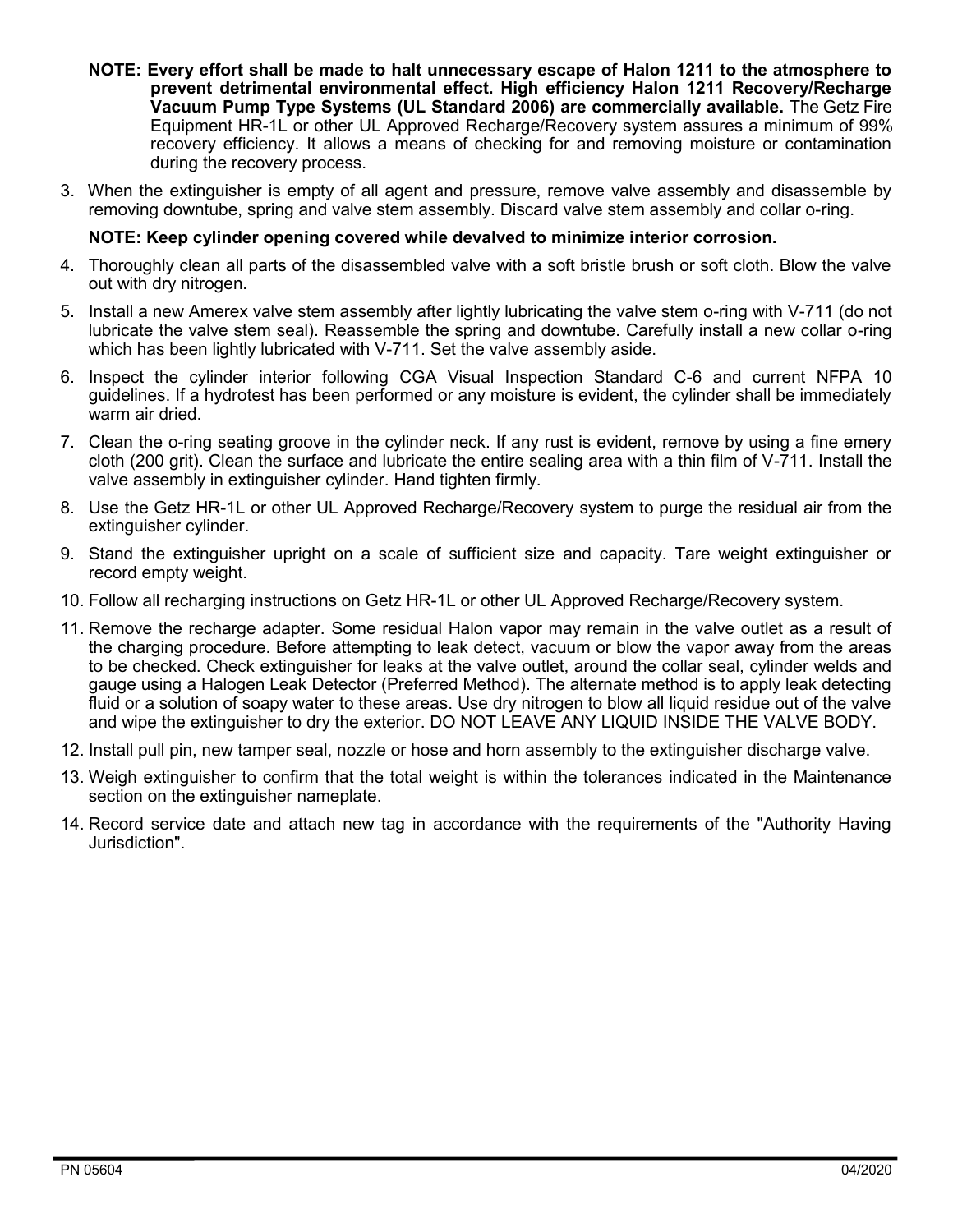**NOTE: Every effort shall be made to halt unnecessary escape of Halon 1211 to the atmosphere to prevent detrimental environmental effect. High efficiency Halon 1211 Recovery/Recharge Vacuum Pump Type Systems (UL Standard 2006) are commercially available.** The Getz Fire Equipment HR-1L or other UL Approved Recharge/Recovery system assures a minimum of 99% recovery efficiency. It allows a means of checking for and removing moisture or contamination during the recovery process.

3. When the extinguisher is empty of all agent and pressure, remove valve assembly and disassemble by removing downtube, spring and valve stem assembly. Discard valve stem assembly and collar o-ring.

   **NOTE: Keep cylinder opening covered while devalved to minimize interior corrosion.**

4. Thoroughly clean all parts of the disassembled valve with a soft bristle brush or soft cloth. Blow the valve out with dry nitrogen.
5. Install a new Amerex valve stem assembly after lightly lubricating the valve stem o-ring with V-711 (do not lubricate the valve stem seal). Reassemble the spring and downtube. Carefully install a new collar o-ring which has been lightly lubricated with V-711. Set the valve assembly aside.
6. Inspect the cylinder interior following CGA Visual Inspection Standard C-6 and current NFPA 10 guidelines. If a hydrotest has been performed or any moisture is evident, the cylinder shall be immediately warm air dried.
7. Clean the o-ring seating groove in the cylinder neck. If any rust is evident, remove by using a fine emery cloth (200 grit). Clean the surface and lubricate the entire sealing area with a thin film of V-711. Install the valve assembly in extinguisher cylinder. Hand tighten firmly.
8. Use the Getz HR-1L or other UL Approved Recharge/Recovery system to purge the residual air from the extinguisher cylinder.
9. Stand the extinguisher upright on a scale of sufficient size and capacity. Tare weight extinguisher or record empty weight.
10. Follow all recharging instructions on Getz HR-1L or other UL Approved Recharge/Recovery system.
11. Remove the recharge adapter. Some residual Halon vapor may remain in the valve outlet as a result of the charging procedure. Before attempting to leak detect, vacuum or blow the vapor away from the areas to be checked. Check extinguisher for leaks at the valve outlet, around the collar seal, cylinder welds and gauge using a Halogen Leak Detector (Preferred Method). The alternate method is to apply leak detecting fluid or a solution of soapy water to these areas. Use dry nitrogen to blow all liquid residue out of the valve and wipe the extinguisher to dry the exterior. DO NOT LEAVE ANY LIQUID INSIDE THE VALVE BODY.
12. Install pull pin, new tamper seal, nozzle or hose and horn assembly to the extinguisher discharge valve.
13. Weigh extinguisher to confirm that the total weight is within the tolerances indicated in the Maintenance section on the extinguisher nameplate.
14. Record service date and attach new tag in accordance with the requirements of the "Authority Having Jurisdiction".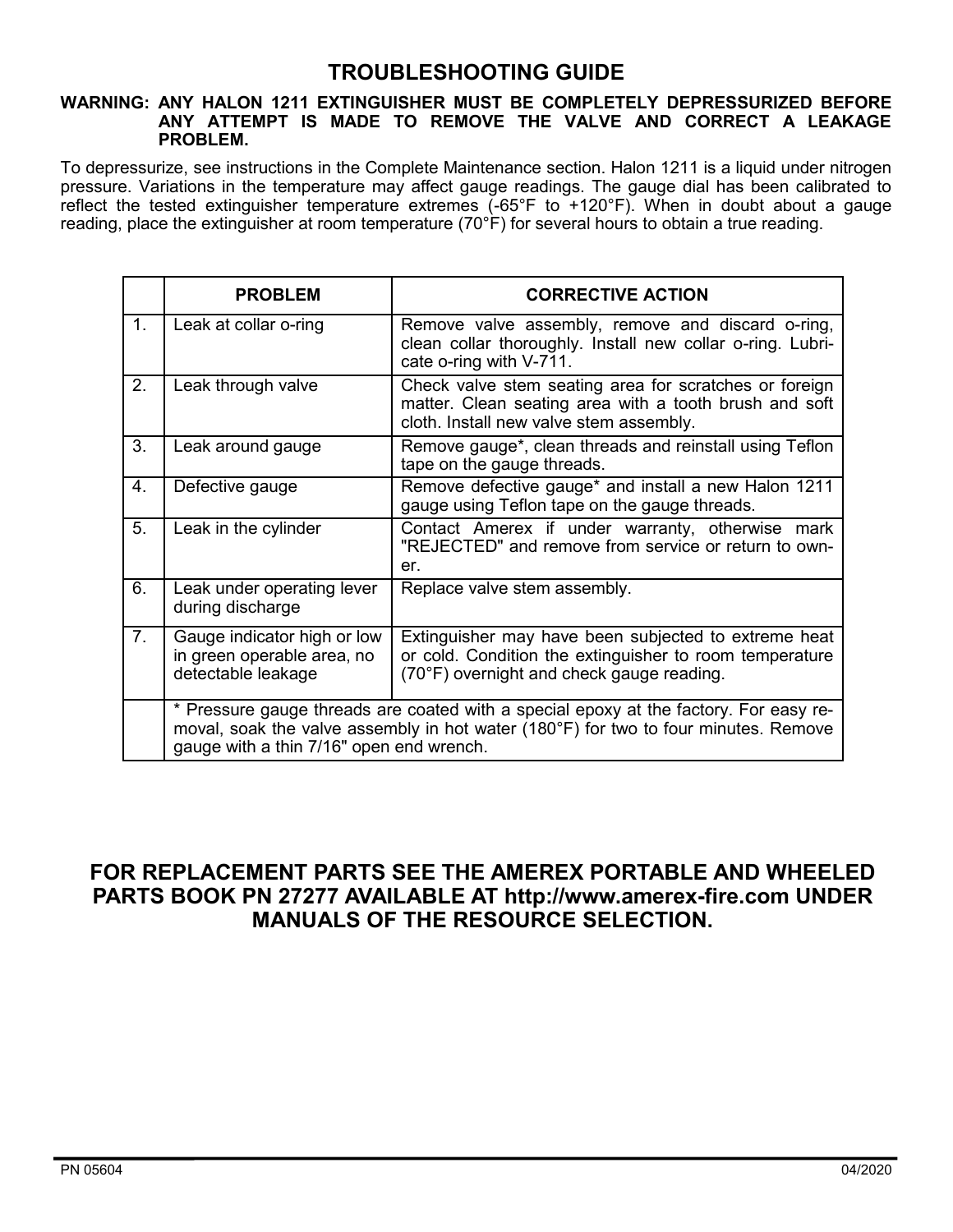# TROUBLESHOOTING GUIDE

**WARNING: ANY HALON 1211 EXTINGUISHER MUST BE COMPLETELY DEPRESSURIZED BEFORE ANY ATTEMPT IS MADE TO REMOVE THE VALVE AND CORRECT A LEAKAGE PROBLEM.**

To depressurize, see instructions in the Complete Maintenance section. Halon 1211 is a liquid under nitrogen pressure. Variations in the temperature may affect gauge readings. The gauge dial has been calibrated to reflect the tested extinguisher temperature extremes (-65°F to +120°F). When in doubt about a gauge reading, place the extinguisher at room temperature (70°F) for several hours to obtain a true reading.

| | PROBLEM | CORRECTIVE ACTION |
|---|---|---|
| 1. | Leak at collar o-ring | Remove valve assembly, remove and discard o-ring, clean collar thoroughly. Install new collar o-ring. Lubricate o-ring with V-711. |
| 2. | Leak through valve | Check valve stem seating area for scratches or foreign matter. Clean seating area with a tooth brush and soft cloth. Install new valve stem assembly. |
| 3. | Leak around gauge | Remove gauge*, clean threads and reinstall using Teflon tape on the gauge threads. |
| 4. | Defective gauge | Remove defective gauge* and install a new Halon 1211 gauge using Teflon tape on the gauge threads. |
| 5. | Leak in the cylinder | Contact Amerex if under warranty, otherwise mark "REJECTED" and remove from service or return to owner. |
| 6. | Leak under operating lever during discharge | Replace valve stem assembly. |
| 7. | Gauge indicator high or low in green operable area, no detectable leakage | Extinguisher may have been subjected to extreme heat or cold. Condition the extinguisher to room temperature (70°F) overnight and check gauge reading. |
| | * Pressure gauge threads are coated with a special epoxy at the factory. For easy removal, soak the valve assembly in hot water (180°F) for two to four minutes. Remove gauge with a thin 7/16" open end wrench. | |

**FOR REPLACEMENT PARTS SEE THE AMEREX PORTABLE AND WHEELED PARTS BOOK PN 27277 AVAILABLE AT http://www.amerex-fire.com UNDER MANUALS OF THE RESOURCE SELECTION.**

PN 05604 04/2020